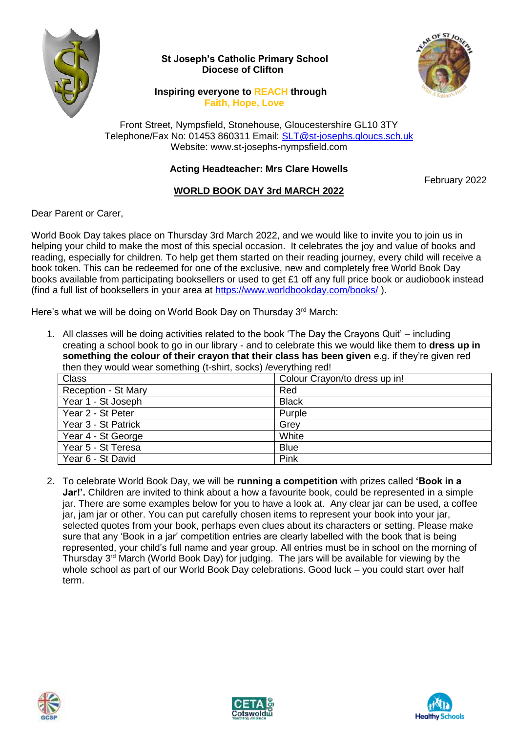**St Joseph's Catholic Primary School**
**Diocese of Clifton**

**Inspiring everyone to REACH through**
**Faith, Hope, Love**

Front Street, Nympsfield, Stonehouse, Gloucestershire GL10 3TY
Telephone/Fax No: 01453 860311 Email: SLT@st-josephs.gloucs.sch.uk
Website: www.st-josephs-nympsfield.com

**Acting Headteacher: Mrs Clare Howells**

February 2022

**WORLD BOOK DAY 3rd MARCH 2022**

Dear Parent or Carer,

World Book Day takes place on Thursday 3rd March 2022, and we would like to invite you to join us in helping your child to make the most of this special occasion. It celebrates the joy and value of books and reading, especially for children. To help get them started on their reading journey, every child will receive a book token. This can be redeemed for one of the exclusive, new and completely free World Book Day books available from participating booksellers or used to get £1 off any full price book or audiobook instead (find a full list of booksellers in your area at https://www.worldbookday.com/books/ ).

Here's what we will be doing on World Book Day on Thursday 3rd March:

1. All classes will be doing activities related to the book 'The Day the Crayons Quit' – including creating a school book to go in our library - and to celebrate this we would like them to **dress up in something the colour of their crayon that their class has been given** e.g. if they're given red then they would wear something (t-shirt, socks) /everything red!

| Class | Colour Crayon/to dress up in! |
|---|---|
| Reception - St Mary | Red |
| Year 1 - St Joseph | Black |
| Year 2 - St Peter | Purple |
| Year 3 - St Patrick | Grey |
| Year 4 - St George | White |
| Year 5 - St Teresa | Blue |
| Year 6 - St David | Pink |

2. To celebrate World Book Day, we will be **running a competition** with prizes called **'Book in a Jar!'.** Children are invited to think about a how a favourite book, could be represented in a simple jar. There are some examples below for you to have a look at. Any clear jar can be used, a coffee jar, jam jar or other. You can put carefully chosen items to represent your book into your jar, selected quotes from your book, perhaps even clues about its characters or setting. Please make sure that any 'Book in a jar' competition entries are clearly labelled with the book that is being represented, your child's full name and year group. All entries must be in school on the morning of Thursday 3rd March (World Book Day) for judging. The jars will be available for viewing by the whole school as part of our World Book Day celebrations. Good luck – you could start over half term.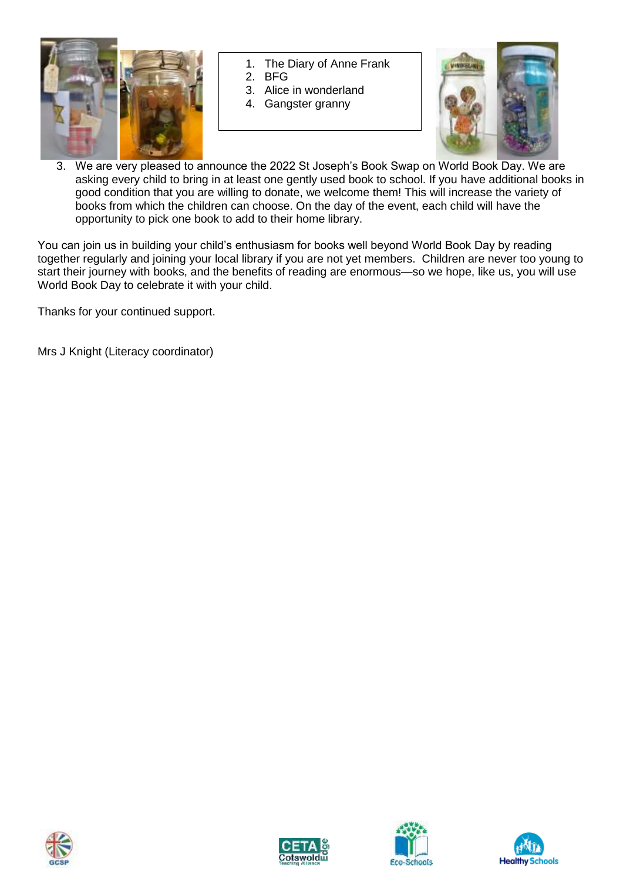1. The Diary of Anne Frank
2. BFG
3. Alice in wonderland
4. Gangster granny

3. We are very pleased to announce the 2022 St Joseph's Book Swap on World Book Day. We are asking every child to bring in at least one gently used book to school. If you have additional books in good condition that you are willing to donate, we welcome them! This will increase the variety of books from which the children can choose. On the day of the event, each child will have the opportunity to pick one book to add to their home library.

You can join us in building your child's enthusiasm for books well beyond World Book Day by reading together regularly and joining your local library if you are not yet members. Children are never too young to start their journey with books, and the benefits of reading are enormous—so we hope, like us, you will use World Book Day to celebrate it with your child.

Thanks for your continued support.

Mrs J Knight (Literacy coordinator)